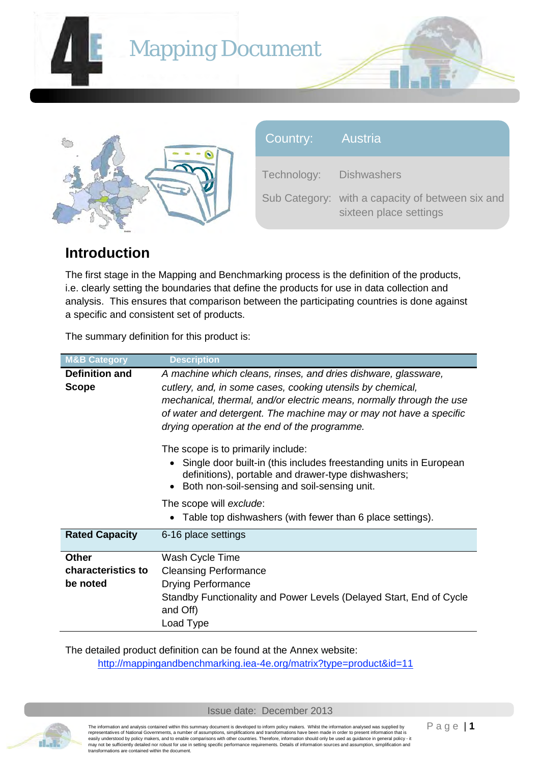# Mapping Document

| Country: | Austria |
|---|---|
| Technology: | Dishwashers |
| Sub Category: | with a capacity of between six and sixteen place settings |

## Introduction

The first stage in the Mapping and Benchmarking process is the definition of the products, i.e. clearly setting the boundaries that define the products for use in data collection and analysis. This ensures that comparison between the participating countries is done against a specific and consistent set of products.

The summary definition for this product is:

| M&B Category | Description |
|---|---|
| **Definition and Scope** | *A machine which cleans, rinses, and dries dishware, glassware, cutlery, and, in some cases, cooking utensils by chemical, mechanical, thermal, and/or electric means, normally through the use of water and detergent. The machine may or may not have a specific drying operation at the end of the programme.*<br><br>The scope is to primarily include:<br>• Single door built-in (this includes freestanding units in European definitions), portable and drawer-type dishwashers;<br>• Both non-soil-sensing and soil-sensing unit.<br><br>The scope will *exclude*:<br>• Table top dishwashers (with fewer than 6 place settings). |
| **Rated Capacity** | 6-16 place settings |
| **Other characteristics to be noted** | Wash Cycle Time<br>Cleansing Performance<br>Drying Performance<br>Standby Functionality and Power Levels (Delayed Start, End of Cycle and Off)<br>Load Type |

The detailed product definition can be found at the Annex website:
http://mappingandbenchmarking.iea-4e.org/matrix?type=product&id=11

Issue date: December 2013

The information and analysis contained within this summary document is developed to inform policy makers. Whilst the information analysed was supplied by representatives of National Governments, a number of assumptions, simplifications and transformations have been made in order to present information that is easily understood by policy makers, and to enable comparisons with other countries. Therefore, information should only be used as guidance in general policy - it may not be sufficiently detailed nor robust for use in setting specific performance requirements. Details of information sources and assumption, simplification and transformations are contained within the document.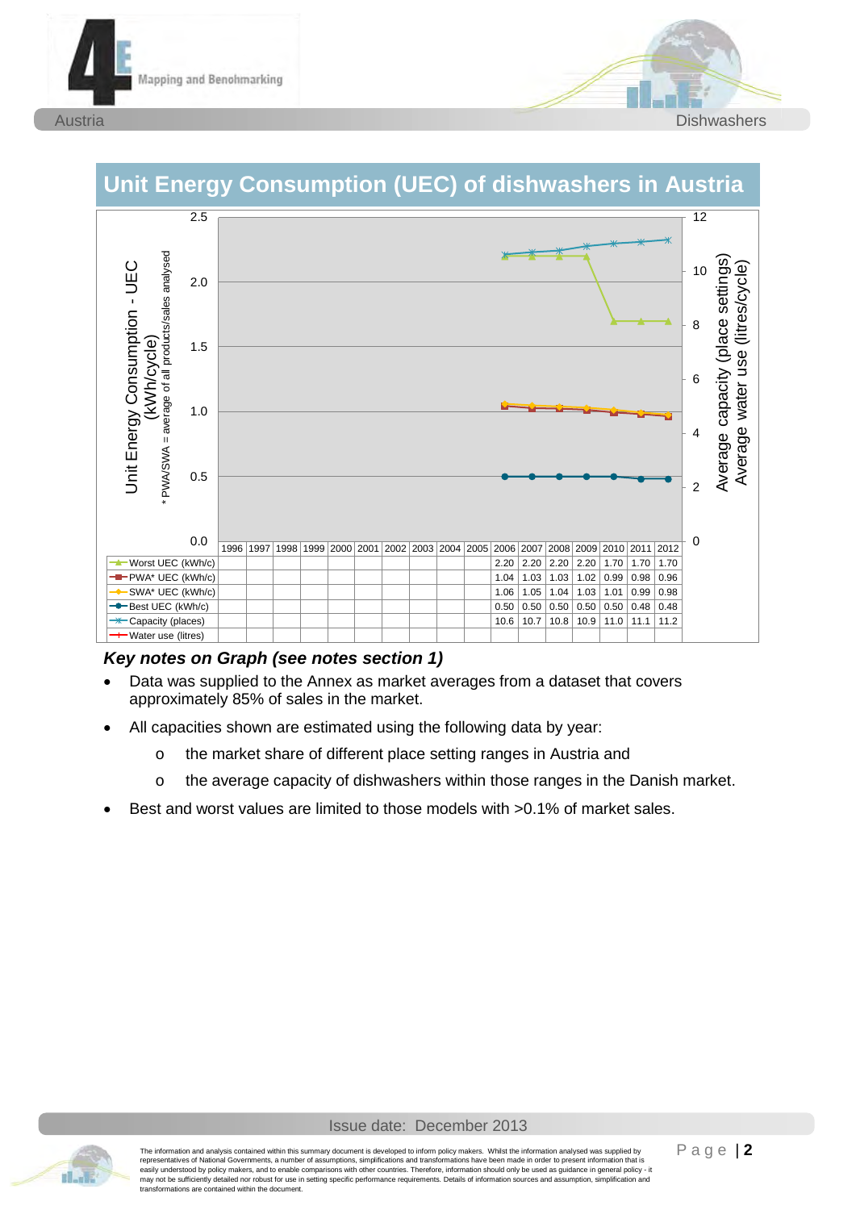## Unit Energy Consumption (UEC) of dishwashers in Austria

| | 1996 | 1997 | 1998 | 1999 | 2000 | 2001 | 2002 | 2003 | 2004 | 2005 | 2006 | 2007 | 2008 | 2009 | 2010 | 2011 | 2012 |
|---|---|---|---|---|---|---|---|---|---|---|---|---|---|---|---|---|---|
| Worst UEC (kWh/c) | | | | | | | | | | | 2.20 | 2.20 | 2.20 | 2.20 | 1.70 | 1.70 | 1.70 |
| PWA* UEC (kWh/c) | | | | | | | | | | | 1.04 | 1.03 | 1.03 | 1.02 | 0.99 | 0.98 | 0.96 |
| SWA* UEC (kWh/c) | | | | | | | | | | | 1.06 | 1.05 | 1.04 | 1.03 | 1.01 | 0.99 | 0.98 |
| Best UEC (kWh/c) | | | | | | | | | | | 0.50 | 0.50 | 0.50 | 0.50 | 0.50 | 0.48 | 0.48 |
| Capacity (places) | | | | | | | | | | | 10.6 | 10.7 | 10.8 | 10.9 | 11.0 | 11.1 | 11.2 |
| Water use (litres) | | | | | | | | | | | | | | | | | |

Unit Energy Consumption - UEC (kWh/cycle)

* PWA/SWA = average of all products/sales analysed

Average capacity (place settings) Average water use (litres/cycle)

### *Key notes on Graph (see notes section 1)*

- Data was supplied to the Annex as market averages from a dataset that covers approximately 85% of sales in the market.
- All capacities shown are estimated using the following data by year:
  - the market share of different place setting ranges in Austria and
  - the average capacity of dishwashers within those ranges in the Danish market.
- Best and worst values are limited to those models with >0.1% of market sales.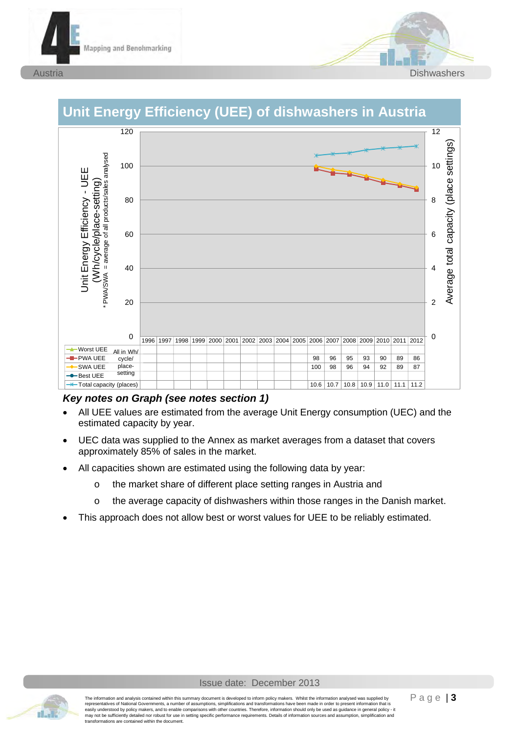## Unit Energy Efficiency (UEE) of dishwashers in Austria

| | | 1996 | 1997 | 1998 | 1999 | 2000 | 2001 | 2002 | 2003 | 2004 | 2005 | 2006 | 2007 | 2008 | 2009 | 2010 | 2011 | 2012 |
|---|---|---|---|---|---|---|---|---|---|---|---|---|---|---|---|---|---|---|
| Worst UEE | All in Wh/cycle/place-setting | | | | | | | | | | | | | | | | | |
| PWA UEE | | | | | | | | | | | | 98 | 96 | 95 | 93 | 90 | 89 | 86 |
| SWA UEE | | | | | | | | | | | | 100 | 98 | 96 | 94 | 92 | 89 | 87 |
| Best UEE | | | | | | | | | | | | | | | | | | |
| Total capacity (places) | | | | | | | | | | | | 10.6 | 10.7 | 10.8 | 10.9 | 11.0 | 11.1 | 11.2 |

Left axis: Unit Energy Efficiency - UEE (Wh/cycle/place-setting) — * PWA/SWA = average of all products/sales analysed. Right axis: Average total capacity (place settings).

### *Key notes on Graph (see notes section 1)*

- All UEE values are estimated from the average Unit Energy consumption (UEC) and the estimated capacity by year.
- UEC data was supplied to the Annex as market averages from a dataset that covers approximately 85% of sales in the market.
- All capacities shown are estimated using the following data by year:
  - the market share of different place setting ranges in Austria and
  - the average capacity of dishwashers within those ranges in the Danish market.
- This approach does not allow best or worst values for UEE to be reliably estimated.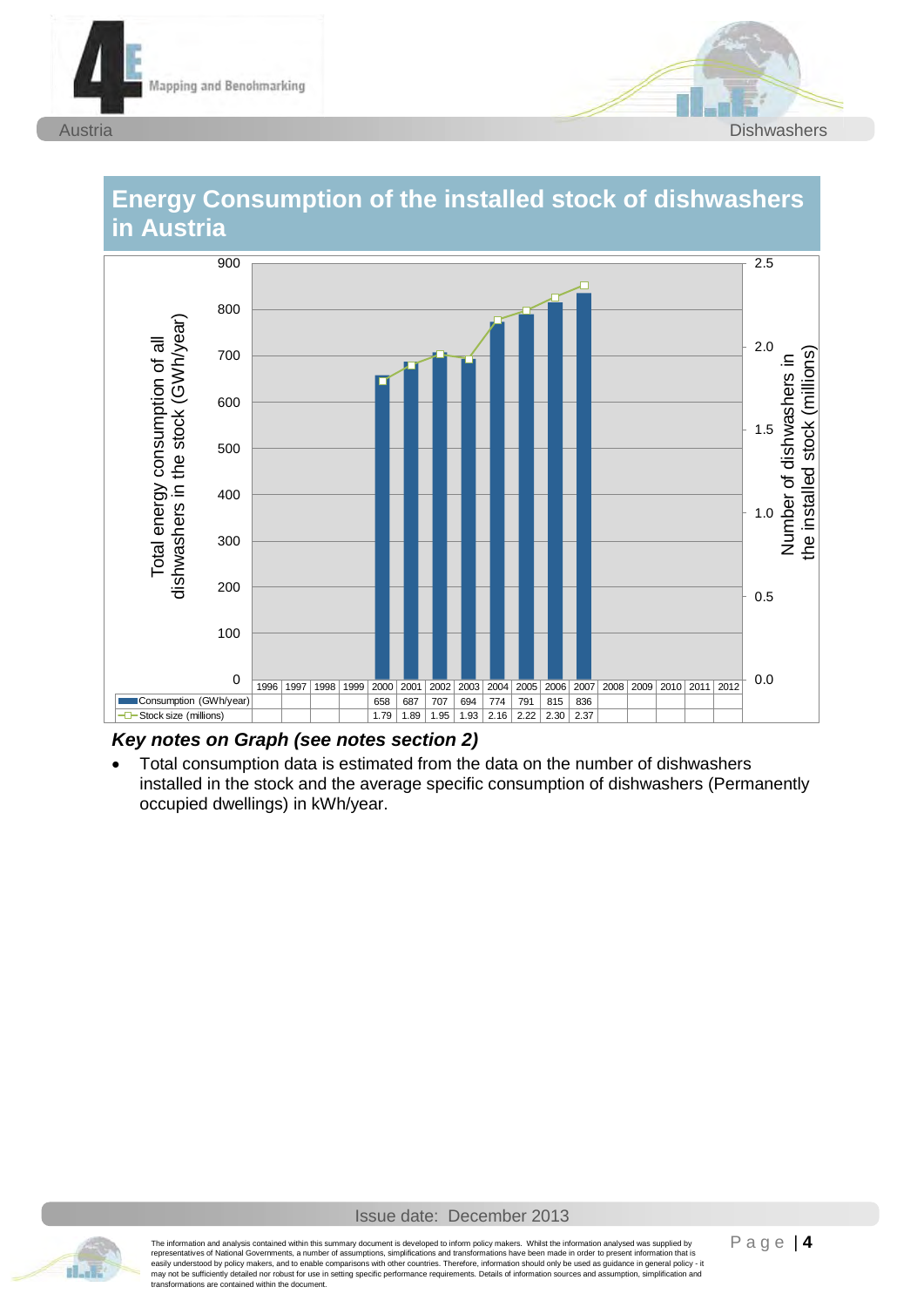## Energy Consumption of the installed stock of dishwashers in Austria

| | 1996 | 1997 | 1998 | 1999 | 2000 | 2001 | 2002 | 2003 | 2004 | 2005 | 2006 | 2007 | 2008 | 2009 | 2010 | 2011 | 2012 |
|---|---|---|---|---|---|---|---|---|---|---|---|---|---|---|---|---|---|
| Consumption (GWh/year) | | | | | 658 | 687 | 707 | 694 | 774 | 791 | 815 | 836 | | | | | |
| Stock size (millions) | | | | | 1.79 | 1.89 | 1.95 | 1.93 | 2.16 | 2.22 | 2.30 | 2.37 | | | | | |

Left axis: Total energy consumption of all dishwashers in the stock (GWh/year)
Right axis: Number of dishwashers in the installed stock (millions)

### *Key notes on Graph (see notes section 2)*

- Total consumption data is estimated from the data on the number of dishwashers installed in the stock and the average specific consumption of dishwashers (Permanently occupied dwellings) in kWh/year.

Issue date: December 2013

The information and analysis contained within this summary document is developed to inform policy makers. Whilst the information analysed was supplied by representatives of National Governments, a number of assumptions, simplifications and transformations have been made in order to present information that is easily understood by policy makers, and to enable comparisons with other countries. Therefore, information should only be used as guidance in general policy - it may not be sufficiently detailed nor robust for use in setting specific performance requirements. Details of information sources and assumption, simplification and transformations are contained within the document.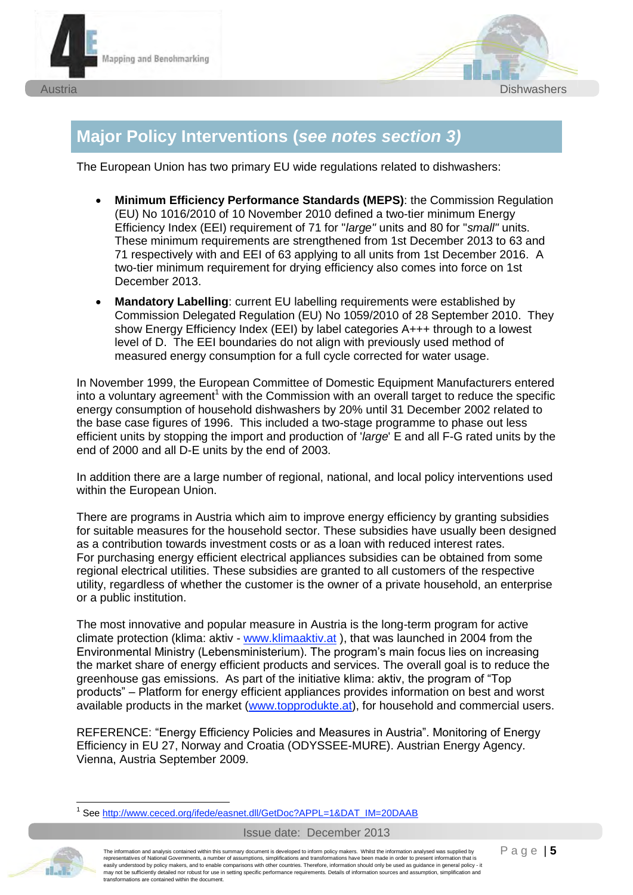## Major Policy Interventions (*see notes section 3)*

The European Union has two primary EU wide regulations related to dishwashers:

- **Minimum Efficiency Performance Standards (MEPS)**: the Commission Regulation (EU) No 1016/2010 of 10 November 2010 defined a two-tier minimum Energy Efficiency Index (EEI) requirement of 71 for "*large"* units and 80 for "*small"* units. These minimum requirements are strengthened from 1st December 2013 to 63 and 71 respectively with and EEI of 63 applying to all units from 1st December 2016. A two-tier minimum requirement for drying efficiency also comes into force on 1st December 2013.
- **Mandatory Labelling**: current EU labelling requirements were established by Commission Delegated Regulation (EU) No 1059/2010 of 28 September 2010. They show Energy Efficiency Index (EEI) by label categories A+++ through to a lowest level of D. The EEI boundaries do not align with previously used method of measured energy consumption for a full cycle corrected for water usage.

In November 1999, the European Committee of Domestic Equipment Manufacturers entered into a voluntary agreement[1] with the Commission with an overall target to reduce the specific energy consumption of household dishwashers by 20% until 31 December 2002 related to the base case figures of 1996. This included a two-stage programme to phase out less efficient units by stopping the import and production of '*large*' E and all F-G rated units by the end of 2000 and all D-E units by the end of 2003.

In addition there are a large number of regional, national, and local policy interventions used within the European Union.

There are programs in Austria which aim to improve energy efficiency by granting subsidies for suitable measures for the household sector. These subsidies have usually been designed as a contribution towards investment costs or as a loan with reduced interest rates. For purchasing energy efficient electrical appliances subsidies can be obtained from some regional electrical utilities. These subsidies are granted to all customers of the respective utility, regardless of whether the customer is the owner of a private household, an enterprise or a public institution.

The most innovative and popular measure in Austria is the long-term program for active climate protection (klima: aktiv - www.klimaaktiv.at ), that was launched in 2004 from the Environmental Ministry (Lebensministerium). The program's main focus lies on increasing the market share of energy efficient products and services. The overall goal is to reduce the greenhouse gas emissions. As part of the initiative klima: aktiv, the program of "Top products" – Platform for energy efficient appliances provides information on best and worst available products in the market (www.topprodukte.at), for household and commercial users.

REFERENCE: "Energy Efficiency Policies and Measures in Austria". Monitoring of Energy Efficiency in EU 27, Norway and Croatia (ODYSSEE-MURE). Austrian Energy Agency. Vienna, Austria September 2009.

[1] See http://www.ceced.org/ifede/easnet.dll/GetDoc?APPL=1&DAT_IM=20DAAB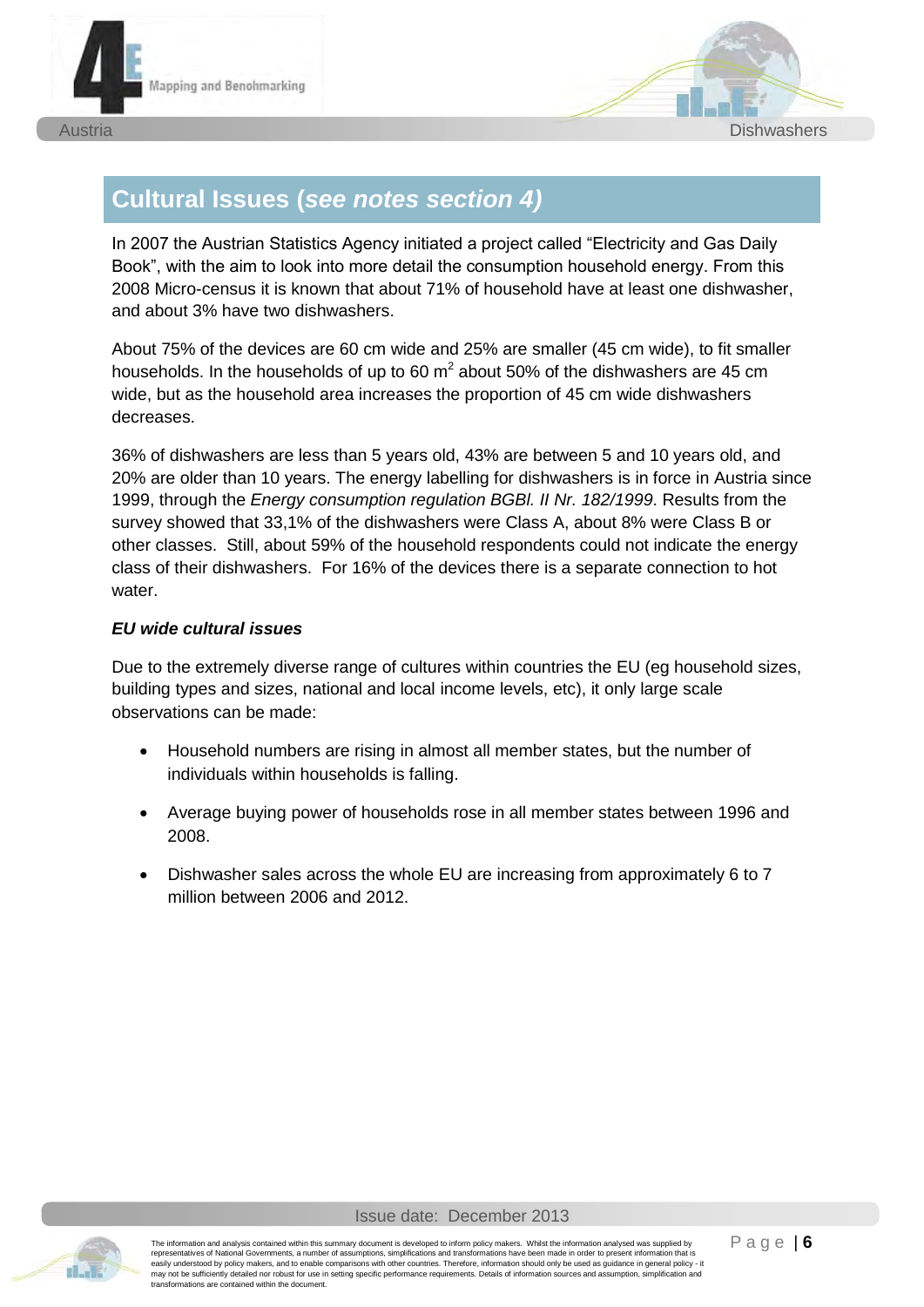## Cultural Issues (*see notes section 4)*

In 2007 the Austrian Statistics Agency initiated a project called "Electricity and Gas Daily Book", with the aim to look into more detail the consumption household energy. From this 2008 Micro-census it is known that about 71% of household have at least one dishwasher, and about 3% have two dishwashers.

About 75% of the devices are 60 cm wide and 25% are smaller (45 cm wide), to fit smaller households. In the households of up to 60 $m^2$ about 50% of the dishwashers are 45 cm wide, but as the household area increases the proportion of 45 cm wide dishwashers decreases.

36% of dishwashers are less than 5 years old, 43% are between 5 and 10 years old, and 20% are older than 10 years. The energy labelling for dishwashers is in force in Austria since 1999, through the *Energy consumption regulation BGBl. II Nr. 182/1999*. Results from the survey showed that 33,1% of the dishwashers were Class A, about 8% were Class B or other classes. Still, about 59% of the household respondents could not indicate the energy class of their dishwashers. For 16% of the devices there is a separate connection to hot water.

### *EU wide cultural issues*

Due to the extremely diverse range of cultures within countries the EU (eg household sizes, building types and sizes, national and local income levels, etc), it only large scale observations can be made:

- Household numbers are rising in almost all member states, but the number of individuals within households is falling.
- Average buying power of households rose in all member states between 1996 and 2008.
- Dishwasher sales across the whole EU are increasing from approximately 6 to 7 million between 2006 and 2012.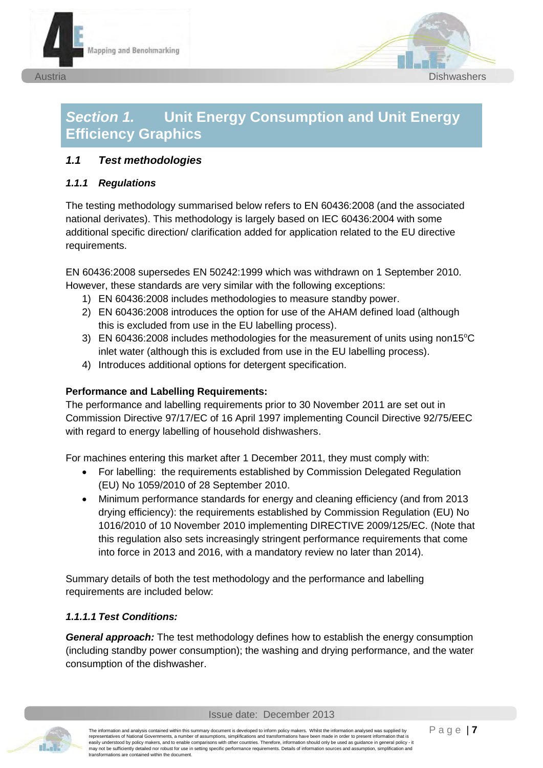# Section 1. Unit Energy Consumption and Unit Energy Efficiency Graphics

## 1.1 Test methodologies

### 1.1.1 Regulations

The testing methodology summarised below refers to EN 60436:2008 (and the associated national derivates). This methodology is largely based on IEC 60436:2004 with some additional specific direction/ clarification added for application related to the EU directive requirements.

EN 60436:2008 supersedes EN 50242:1999 which was withdrawn on 1 September 2010. However, these standards are very similar with the following exceptions:

1) EN 60436:2008 includes methodologies to measure standby power.
2) EN 60436:2008 introduces the option for use of the AHAM defined load (although this is excluded from use in the EU labelling process).
3) EN 60436:2008 includes methodologies for the measurement of units using non15°C inlet water (although this is excluded from use in the EU labelling process).
4) Introduces additional options for detergent specification.

**Performance and Labelling Requirements:**

The performance and labelling requirements prior to 30 November 2011 are set out in Commission Directive 97/17/EC of 16 April 1997 implementing Council Directive 92/75/EEC with regard to energy labelling of household dishwashers.

For machines entering this market after 1 December 2011, they must comply with:

- For labelling: the requirements established by Commission Delegated Regulation (EU) No 1059/2010 of 28 September 2010.
- Minimum performance standards for energy and cleaning efficiency (and from 2013 drying efficiency): the requirements established by Commission Regulation (EU) No 1016/2010 of 10 November 2010 implementing DIRECTIVE 2009/125/EC. (Note that this regulation also sets increasingly stringent performance requirements that come into force in 2013 and 2016, with a mandatory review no later than 2014).

Summary details of both the test methodology and the performance and labelling requirements are included below:

#### 1.1.1.1 Test Conditions:

***General approach:*** The test methodology defines how to establish the energy consumption (including standby power consumption); the washing and drying performance, and the water consumption of the dishwasher.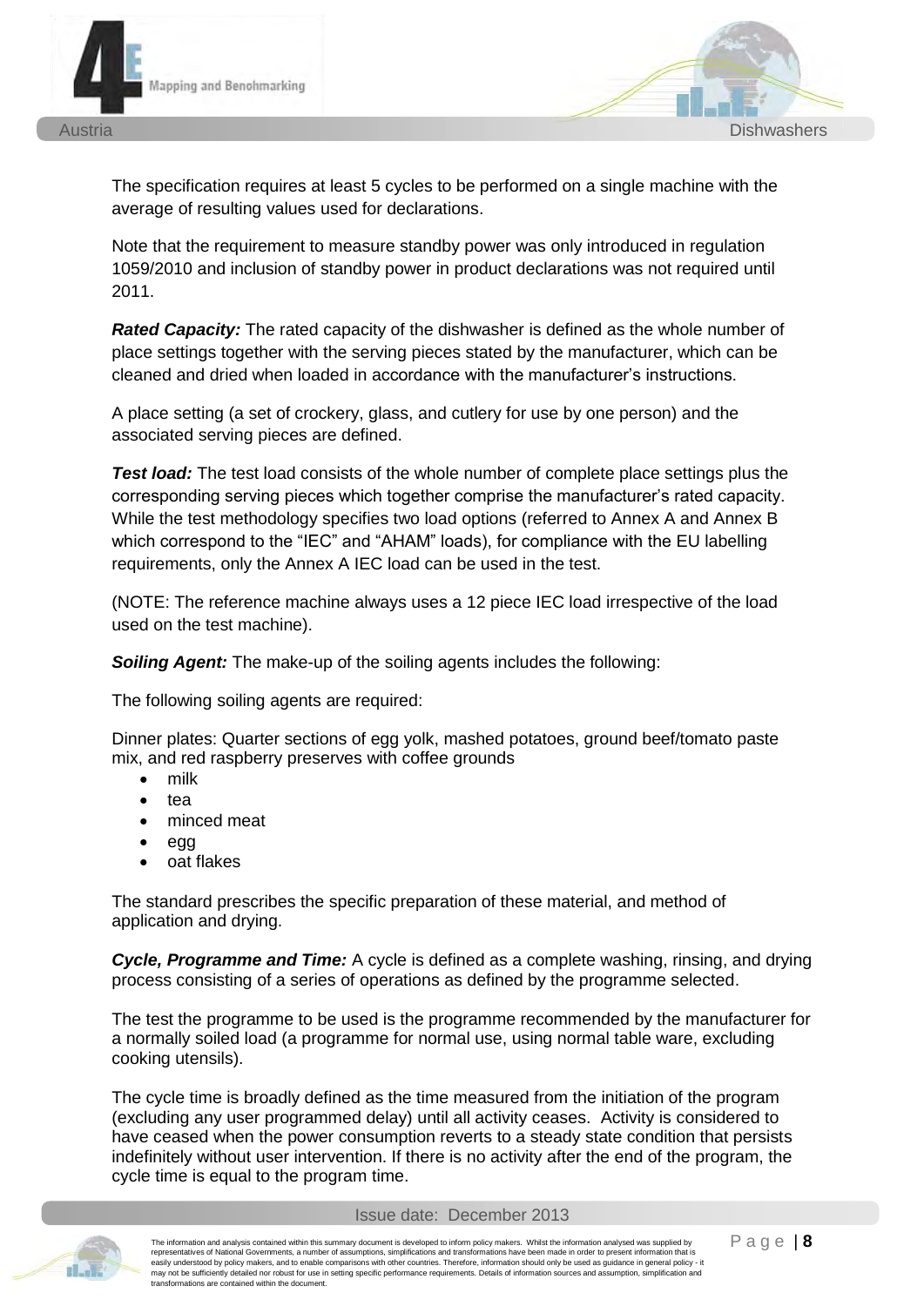The specification requires at least 5 cycles to be performed on a single machine with the average of resulting values used for declarations.

Note that the requirement to measure standby power was only introduced in regulation 1059/2010 and inclusion of standby power in product declarations was not required until 2011.

***Rated Capacity:*** The rated capacity of the dishwasher is defined as the whole number of place settings together with the serving pieces stated by the manufacturer, which can be cleaned and dried when loaded in accordance with the manufacturer's instructions.

A place setting (a set of crockery, glass, and cutlery for use by one person) and the associated serving pieces are defined.

***Test load:*** The test load consists of the whole number of complete place settings plus the corresponding serving pieces which together comprise the manufacturer's rated capacity. While the test methodology specifies two load options (referred to Annex A and Annex B which correspond to the "IEC" and "AHAM" loads), for compliance with the EU labelling requirements, only the Annex A IEC load can be used in the test.

(NOTE: The reference machine always uses a 12 piece IEC load irrespective of the load used on the test machine).

***Soiling Agent:*** The make-up of the soiling agents includes the following:

The following soiling agents are required:

Dinner plates: Quarter sections of egg yolk, mashed potatoes, ground beef/tomato paste mix, and red raspberry preserves with coffee grounds

- milk
- tea
- minced meat
- egg
- oat flakes

The standard prescribes the specific preparation of these material, and method of application and drying.

***Cycle, Programme and Time:*** A cycle is defined as a complete washing, rinsing, and drying process consisting of a series of operations as defined by the programme selected.

The test the programme to be used is the programme recommended by the manufacturer for a normally soiled load (a programme for normal use, using normal table ware, excluding cooking utensils).

The cycle time is broadly defined as the time measured from the initiation of the program (excluding any user programmed delay) until all activity ceases. Activity is considered to have ceased when the power consumption reverts to a steady state condition that persists indefinitely without user intervention. If there is no activity after the end of the program, the cycle time is equal to the program time.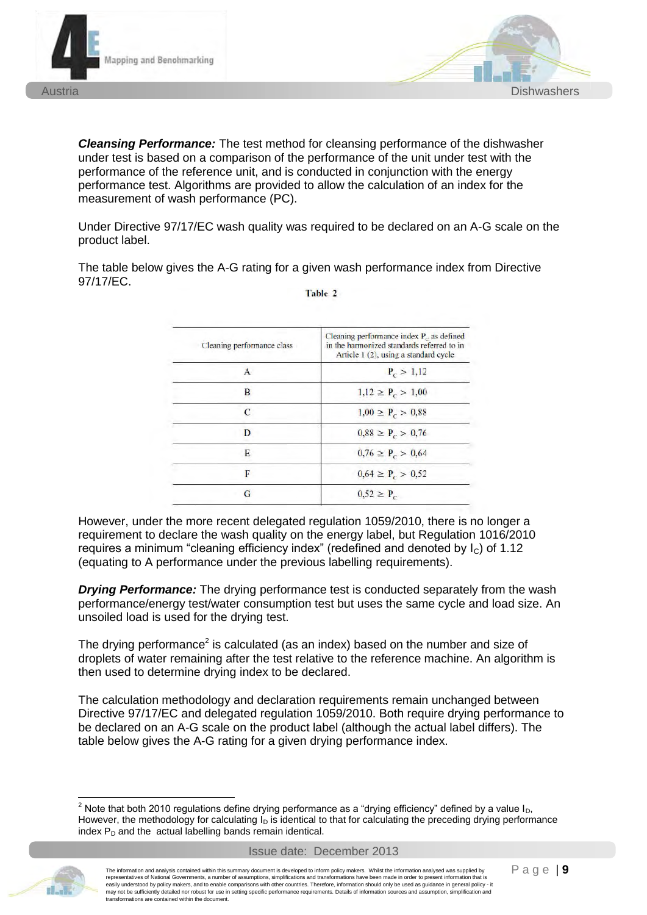***Cleansing Performance:*** The test method for cleansing performance of the dishwasher under test is based on a comparison of the performance of the unit under test with the performance of the reference unit, and is conducted in conjunction with the energy performance test. Algorithms are provided to allow the calculation of an index for the measurement of wash performance (PC).

Under Directive 97/17/EC wash quality was required to be declared on an A-G scale on the product label.

The table below gives the A-G rating for a given wash performance index from Directive 97/17/EC.

Table 2

| Cleaning performance class | Cleaning performance index $P_C$ as defined in the harmonized standards referred to in Article 1 (2), using a standard cycle |
|---|---|
| A | $P_C > 1,12$ |
| B | $1,12 \geq P_C > 1,00$ |
| C | $1,00 \geq P_C > 0,88$ |
| D | $0,88 \geq P_C > 0,76$ |
| E | $0,76 \geq P_C > 0,64$ |
| F | $0,64 \geq P_C > 0,52$ |
| G | $0,52 \geq P_C$ |

However, under the more recent delegated regulation 1059/2010, there is no longer a requirement to declare the wash quality on the energy label, but Regulation 1016/2010 requires a minimum "cleaning efficiency index" (redefined and denoted by $I_C$) of 1.12 (equating to A performance under the previous labelling requirements).

***Drying Performance:*** The drying performance test is conducted separately from the wash performance/energy test/water consumption test but uses the same cycle and load size. An unsoiled load is used for the drying test.

The drying performance[2] is calculated (as an index) based on the number and size of droplets of water remaining after the test relative to the reference machine. An algorithm is then used to determine drying index to be declared.

The calculation methodology and declaration requirements remain unchanged between Directive 97/17/EC and delegated regulation 1059/2010. Both require drying performance to be declared on an A-G scale on the product label (although the actual label differs). The table below gives the A-G rating for a given drying performance index.

[2] Note that both 2010 regulations define drying performance as a "drying efficiency" defined by a value $I_D$, However, the methodology for calculating $I_D$ is identical to that for calculating the preceding drying performance index $P_D$ and the actual labelling bands remain identical.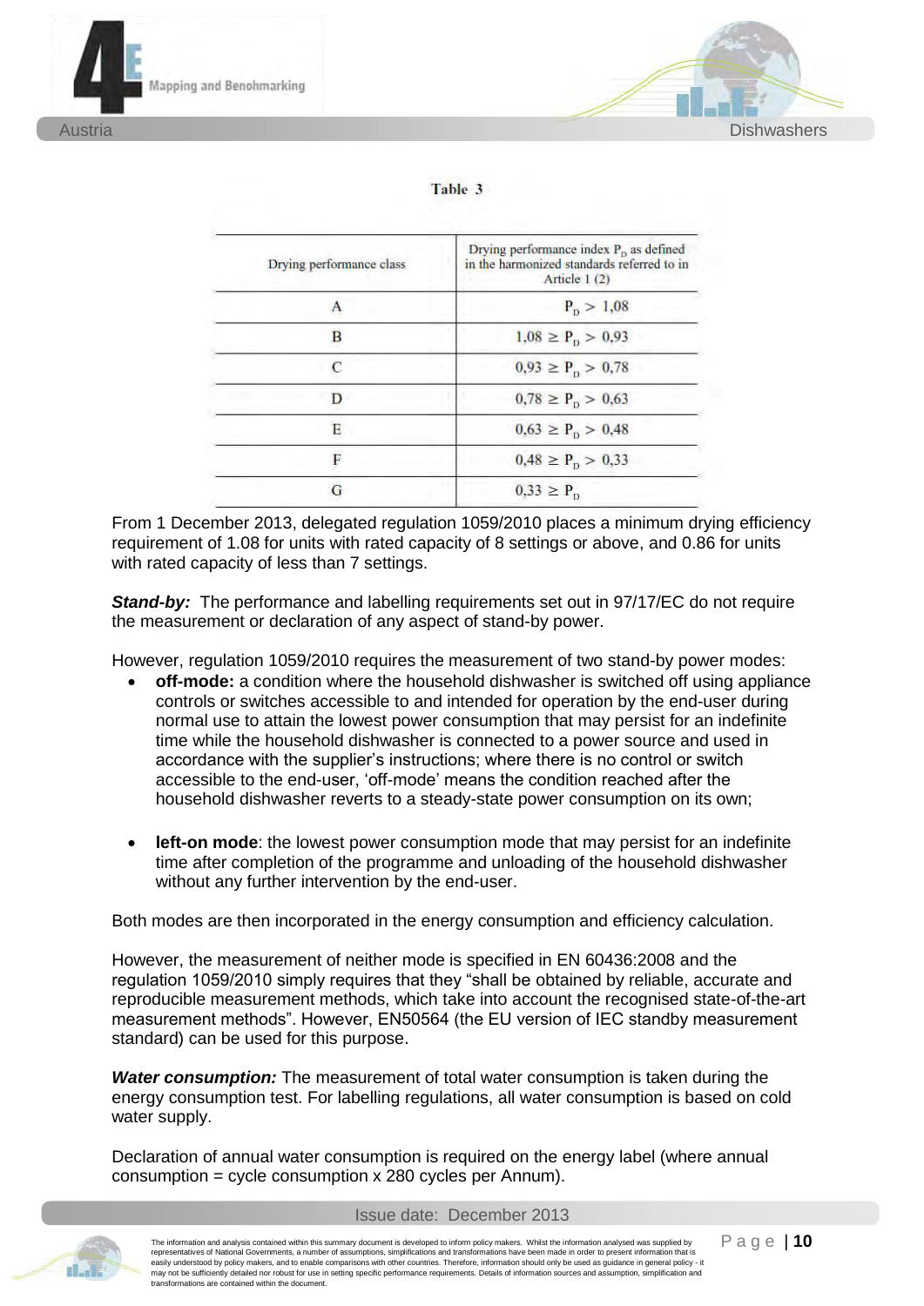Table 3

| Drying performance class | Drying performance index $P_D$ as defined in the harmonized standards referred to in Article 1 (2) |
|---|---|
| A | $P_D > 1{,}08$ |
| B | $1{,}08 \geq P_D > 0{,}93$ |
| C | $0{,}93 \geq P_D > 0{,}78$ |
| D | $0{,}78 \geq P_D > 0{,}63$ |
| E | $0{,}63 \geq P_D > 0{,}48$ |
| F | $0{,}48 \geq P_D > 0{,}33$ |
| G | $0{,}33 \geq P_D$ |

From 1 December 2013, delegated regulation 1059/2010 places a minimum drying efficiency requirement of 1.08 for units with rated capacity of 8 settings or above, and 0.86 for units with rated capacity of less than 7 settings.

***Stand-by:*** The performance and labelling requirements set out in 97/17/EC do not require the measurement or declaration of any aspect of stand-by power.

However, regulation 1059/2010 requires the measurement of two stand-by power modes:

- **off-mode:** a condition where the household dishwasher is switched off using appliance controls or switches accessible to and intended for operation by the end-user during normal use to attain the lowest power consumption that may persist for an indefinite time while the household dishwasher is connected to a power source and used in accordance with the supplier's instructions; where there is no control or switch accessible to the end-user, 'off-mode' means the condition reached after the household dishwasher reverts to a steady-state power consumption on its own;

- **left-on mode**: the lowest power consumption mode that may persist for an indefinite time after completion of the programme and unloading of the household dishwasher without any further intervention by the end-user.

Both modes are then incorporated in the energy consumption and efficiency calculation.

However, the measurement of neither mode is specified in EN 60436:2008 and the regulation 1059/2010 simply requires that they "shall be obtained by reliable, accurate and reproducible measurement methods, which take into account the recognised state-of-the-art measurement methods". However, EN50564 (the EU version of IEC standby measurement standard) can be used for this purpose.

***Water consumption:*** The measurement of total water consumption is taken during the energy consumption test. For labelling regulations, all water consumption is based on cold water supply.

Declaration of annual water consumption is required on the energy label (where annual consumption = cycle consumption x 280 cycles per Annum).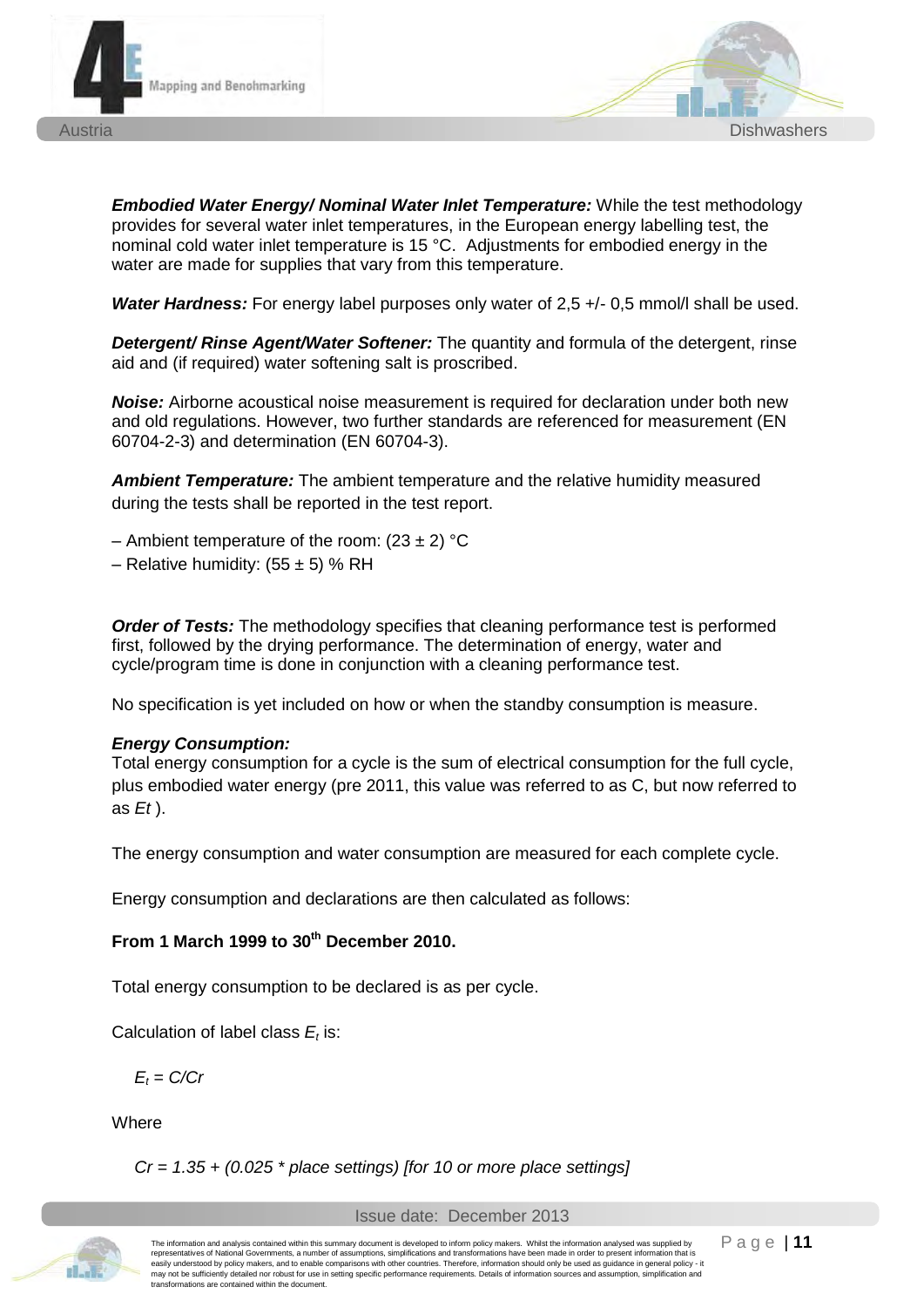***Embodied Water Energy/ Nominal Water Inlet Temperature:*** While the test methodology provides for several water inlet temperatures, in the European energy labelling test, the nominal cold water inlet temperature is 15 °C. Adjustments for embodied energy in the water are made for supplies that vary from this temperature.

***Water Hardness:*** For energy label purposes only water of 2,5 +/- 0,5 mmol/l shall be used.

***Detergent/ Rinse Agent/Water Softener:*** The quantity and formula of the detergent, rinse aid and (if required) water softening salt is proscribed.

***Noise:*** Airborne acoustical noise measurement is required for declaration under both new and old regulations. However, two further standards are referenced for measurement (EN 60704-2-3) and determination (EN 60704-3).

***Ambient Temperature:*** The ambient temperature and the relative humidity measured during the tests shall be reported in the test report.

– Ambient temperature of the room: $(23 \pm 2)$ °C
– Relative humidity: $(55 \pm 5)$ % RH

***Order of Tests:*** The methodology specifies that cleaning performance test is performed first, followed by the drying performance. The determination of energy, water and cycle/program time is done in conjunction with a cleaning performance test.

No specification is yet included on how or when the standby consumption is measure.

***Energy Consumption:***
Total energy consumption for a cycle is the sum of electrical consumption for the full cycle, plus embodied water energy (pre 2011, this value was referred to as C, but now referred to as $Et$ ).

The energy consumption and water consumption are measured for each complete cycle.

Energy consumption and declarations are then calculated as follows:

**From 1 March 1999 to 30th December 2010.**

Total energy consumption to be declared is as per cycle.

Calculation of label class $E_t$ is:

$E_t = C/Cr$

Where

$Cr = 1.35 + (0.025 * \text{place settings})$ *[for 10 or more place settings]*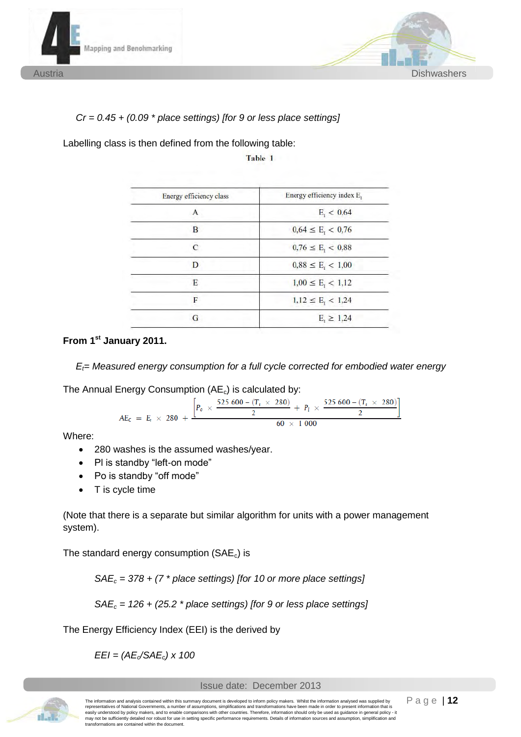*Cr = 0.45 + (0.09 * place settings) [for 9 or less place settings]*

Labelling class is then defined from the following table:

Table 1

| Energy efficiency class | Energy efficiency index $E_I$ |
|---|---|
| A | $E_I < 0{,}64$ |
| B | $0{,}64 \leq E_I < 0{,}76$ |
| C | $0{,}76 \leq E_I < 0{,}88$ |
| D | $0{,}88 \leq E_I < 1{,}00$ |
| E | $1{,}00 \leq E_I < 1{,}12$ |
| F | $1{,}12 \leq E_I < 1{,}24$ |
| G | $E_I \geq 1{,}24$ |

**From 1st January 2011.**

*$E_t$= Measured energy consumption for a full cycle corrected for embodied water energy*

The Annual Energy Consumption ($AE_c$) is calculated by:

$$AE_C = E_t \times 280 + \frac{\left[ P_o \times \frac{525\,600 - (T_t \times 280)}{2} + P_l \times \frac{525\,600 - (T_t \times 280)}{2} \right]}{60 \times 1\,000}$$

Where:

- 280 washes is the assumed washes/year.
- Pl is standby "left-on mode"
- Po is standby "off mode"
- T is cycle time

(Note that there is a separate but similar algorithm for units with a power management system).

The standard energy consumption ($SAE_c$) is

*$SAE_c$ = 378 + (7 * place settings) [for 10 or more place settings]*

*$SAE_c$ = 126 + (25.2 * place settings) [for 9 or less place settings]*

The Energy Efficiency Index (EEI) is the derived by

*EEI = ($AE_c$/$SAE_c$) x 100*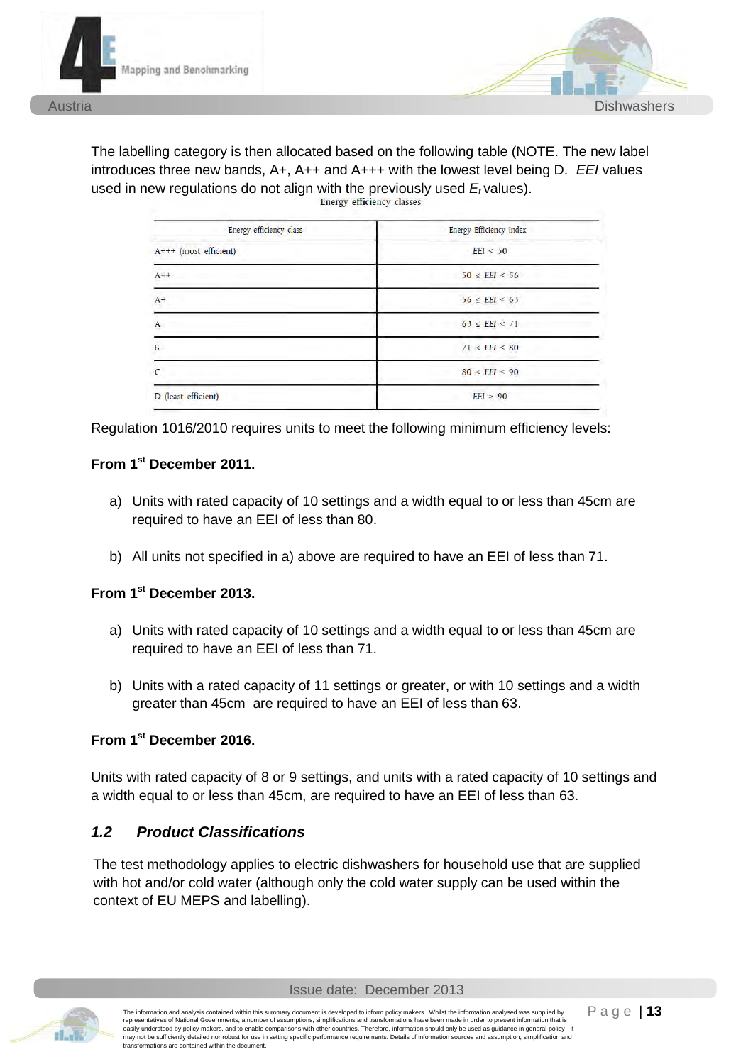The labelling category is then allocated based on the following table (NOTE. The new label introduces three new bands, A+, A++ and A+++ with the lowest level being D. *EEI* values used in new regulations do not align with the previously used $E_t$ values).

Energy efficiency classes

| Energy efficiency class | Energy Efficiency Index |
|---|---|
| A+++ (most efficient) | $EEI < 50$ |
| A++ | $50 \leq EEI < 56$ |
| A+ | $56 \leq EEI < 63$ |
| A | $63 \leq EEI < 71$ |
| B | $71 \leq EEI < 80$ |
| C | $80 \leq EEI < 90$ |
| D (least efficient) | $EEI \geq 90$ |

Regulation 1016/2010 requires units to meet the following minimum efficiency levels:

**From 1st December 2011.**

a) Units with rated capacity of 10 settings and a width equal to or less than 45cm are required to have an EEI of less than 80.

b) All units not specified in a) above are required to have an EEI of less than 71.

**From 1st December 2013.**

a) Units with rated capacity of 10 settings and a width equal to or less than 45cm are required to have an EEI of less than 71.

b) Units with a rated capacity of 11 settings or greater, or with 10 settings and a width greater than 45cm are required to have an EEI of less than 63.

**From 1st December 2016.**

Units with rated capacity of 8 or 9 settings, and units with a rated capacity of 10 settings and a width equal to or less than 45cm, are required to have an EEI of less than 63.

## *1.2 Product Classifications*

The test methodology applies to electric dishwashers for household use that are supplied with hot and/or cold water (although only the cold water supply can be used within the context of EU MEPS and labelling).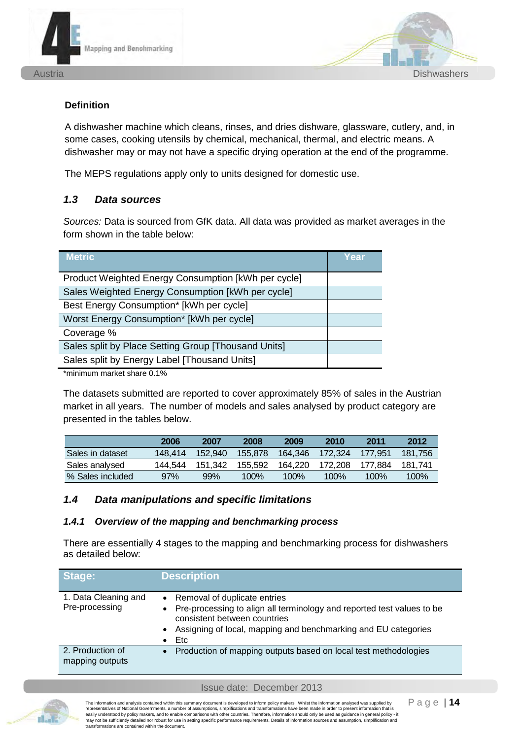**Definition**

A dishwasher machine which cleans, rinses, and dries dishware, glassware, cutlery, and, in some cases, cooking utensils by chemical, mechanical, thermal, and electric means. A dishwasher may or may not have a specific drying operation at the end of the programme.

The MEPS regulations apply only to units designed for domestic use.

## *1.3 Data sources*

*Sources:* Data is sourced from GfK data. All data was provided as market averages in the form shown in the table below:

| Metric | Year |
|---|---|
| Product Weighted Energy Consumption [kWh per cycle] | |
| Sales Weighted Energy Consumption [kWh per cycle] | |
| Best Energy Consumption* [kWh per cycle] | |
| Worst Energy Consumption* [kWh per cycle] | |
| Coverage % | |
| Sales split by Place Setting Group [Thousand Units] | |
| Sales split by Energy Label [Thousand Units] | |

*minimum market share 0.1%

The datasets submitted are reported to cover approximately 85% of sales in the Austrian market in all years. The number of models and sales analysed by product category are presented in the tables below.

| | 2006 | 2007 | 2008 | 2009 | 2010 | 2011 | 2012 |
|---|---|---|---|---|---|---|---|
| Sales in dataset | 148,414 | 152,940 | 155,878 | 164,346 | 172,324 | 177,951 | 181,756 |
| Sales analysed | 144,544 | 151,342 | 155,592 | 164,220 | 172,208 | 177,884 | 181,741 |
| % Sales included | 97% | 99% | 100% | 100% | 100% | 100% | 100% |

## *1.4 Data manipulations and specific limitations*

### *1.4.1 Overview of the mapping and benchmarking process*

There are essentially 4 stages to the mapping and benchmarking process for dishwashers as detailed below:

| Stage: | Description |
|---|---|
| 1. Data Cleaning and Pre-processing | • Removal of duplicate entries<br>• Pre-processing to align all terminology and reported test values to be consistent between countries<br>• Assigning of local, mapping and benchmarking and EU categories<br>• Etc |
| 2. Production of mapping outputs | • Production of mapping outputs based on local test methodologies |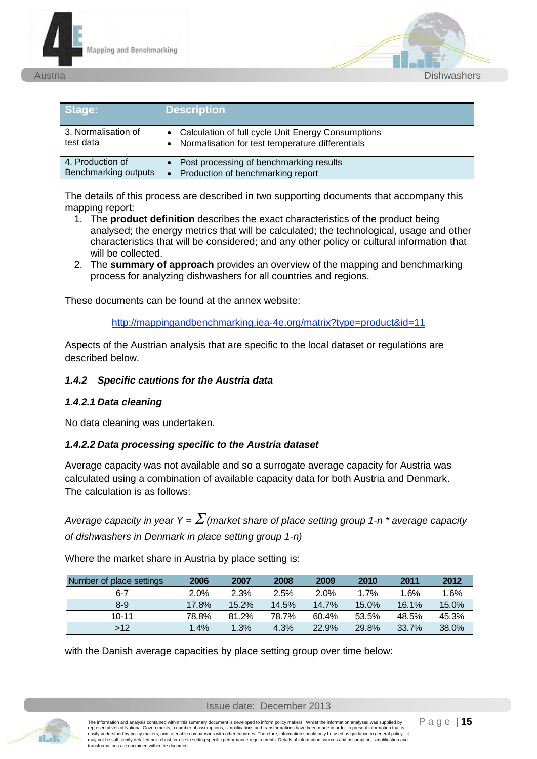| Stage: | Description |
| --- | --- |
| 3. Normalisation of test data | • Calculation of full cycle Unit Energy Consumptions<br>• Normalisation for test temperature differentials |
| 4. Production of Benchmarking outputs | • Post processing of benchmarking results<br>• Production of benchmarking report |

The details of this process are described in two supporting documents that accompany this mapping report:

1. The **product definition** describes the exact characteristics of the product being analysed; the energy metrics that will be calculated; the technological, usage and other characteristics that will be considered; and any other policy or cultural information that will be collected.
2. The **summary of approach** provides an overview of the mapping and benchmarking process for analyzing dishwashers for all countries and regions.

These documents can be found at the annex website:

http://mappingandbenchmarking.iea-4e.org/matrix?type=product&id=11

Aspects of the Austrian analysis that are specific to the local dataset or regulations are described below.

### *1.4.2 Specific cautions for the Austria data*

#### *1.4.2.1 Data cleaning*

No data cleaning was undertaken.

#### *1.4.2.2 Data processing specific to the Austria dataset*

Average capacity was not available and so a surrogate average capacity for Austria was calculated using a combination of available capacity data for both Austria and Denmark. The calculation is as follows:

*Average capacity in year Y =* $\Sigma$ *(market share of place setting group 1-n \* average capacity of dishwashers in Denmark in place setting group 1-n)*

Where the market share in Austria by place setting is:

| Number of place settings | 2006 | 2007 | 2008 | 2009 | 2010 | 2011 | 2012 |
| --- | --- | --- | --- | --- | --- | --- | --- |
| 6-7 | 2.0% | 2.3% | 2.5% | 2.0% | 1.7% | 1.6% | 1.6% |
| 8-9 | 17.8% | 15.2% | 14.5% | 14.7% | 15.0% | 16.1% | 15.0% |
| 10-11 | 78.8% | 81.2% | 78.7% | 60.4% | 53.5% | 48.5% | 45.3% |
| >12 | 1.4% | 1.3% | 4.3% | 22.9% | 29.8% | 33.7% | 38.0% |

with the Danish average capacities by place setting group over time below: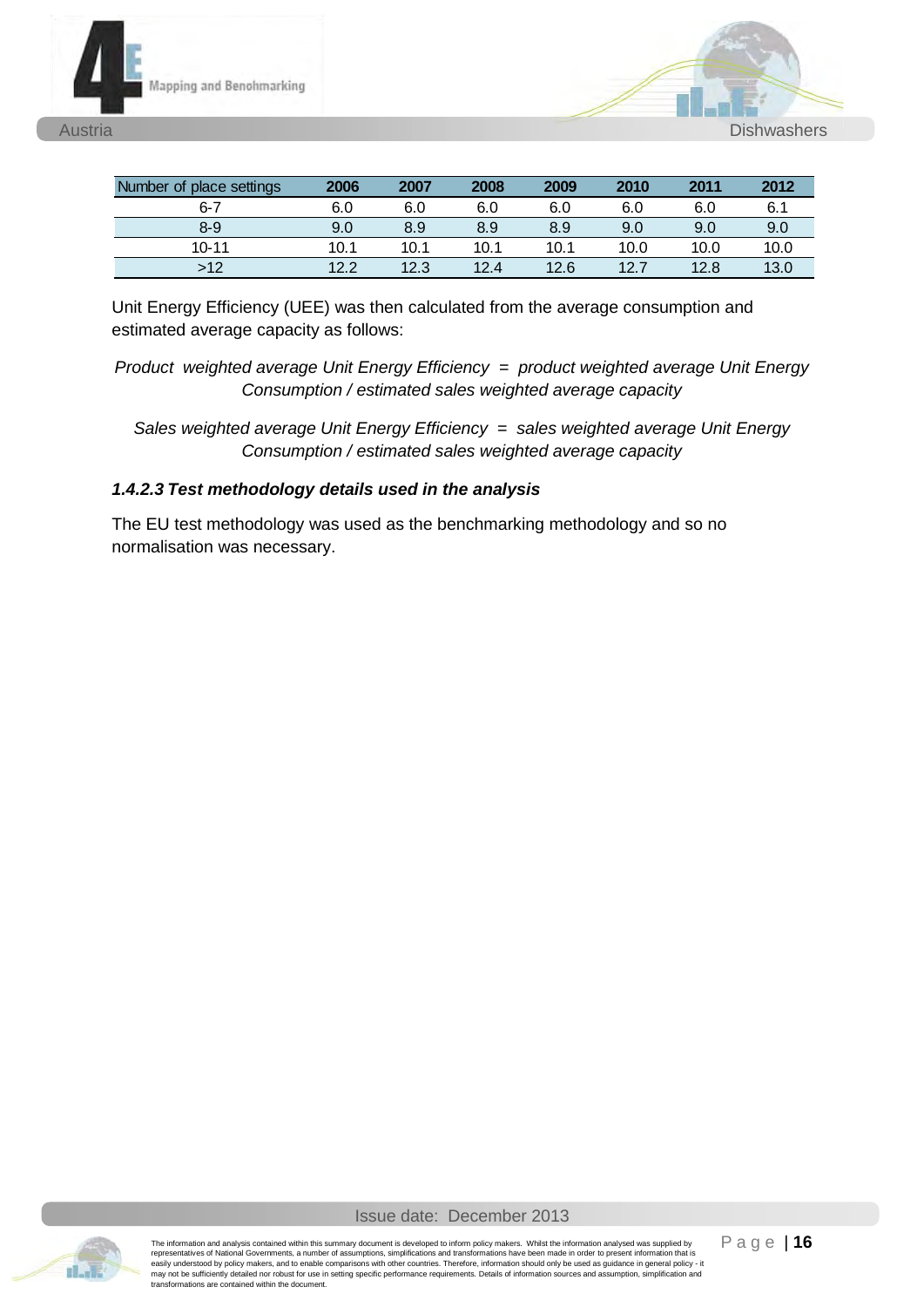| Number of place settings | 2006 | 2007 | 2008 | 2009 | 2010 | 2011 | 2012 |
|---|---|---|---|---|---|---|---|
| 6-7 | 6.0 | 6.0 | 6.0 | 6.0 | 6.0 | 6.0 | 6.1 |
| 8-9 | 9.0 | 8.9 | 8.9 | 8.9 | 9.0 | 9.0 | 9.0 |
| 10-11 | 10.1 | 10.1 | 10.1 | 10.1 | 10.0 | 10.0 | 10.0 |
| >12 | 12.2 | 12.3 | 12.4 | 12.6 | 12.7 | 12.8 | 13.0 |

Unit Energy Efficiency (UEE) was then calculated from the average consumption and estimated average capacity as follows:

*Product weighted average Unit Energy Efficiency = product weighted average Unit Energy Consumption / estimated sales weighted average capacity*

*Sales weighted average Unit Energy Efficiency = sales weighted average Unit Energy Consumption / estimated sales weighted average capacity*

#### *1.4.2.3 Test methodology details used in the analysis*

The EU test methodology was used as the benchmarking methodology and so no normalisation was necessary.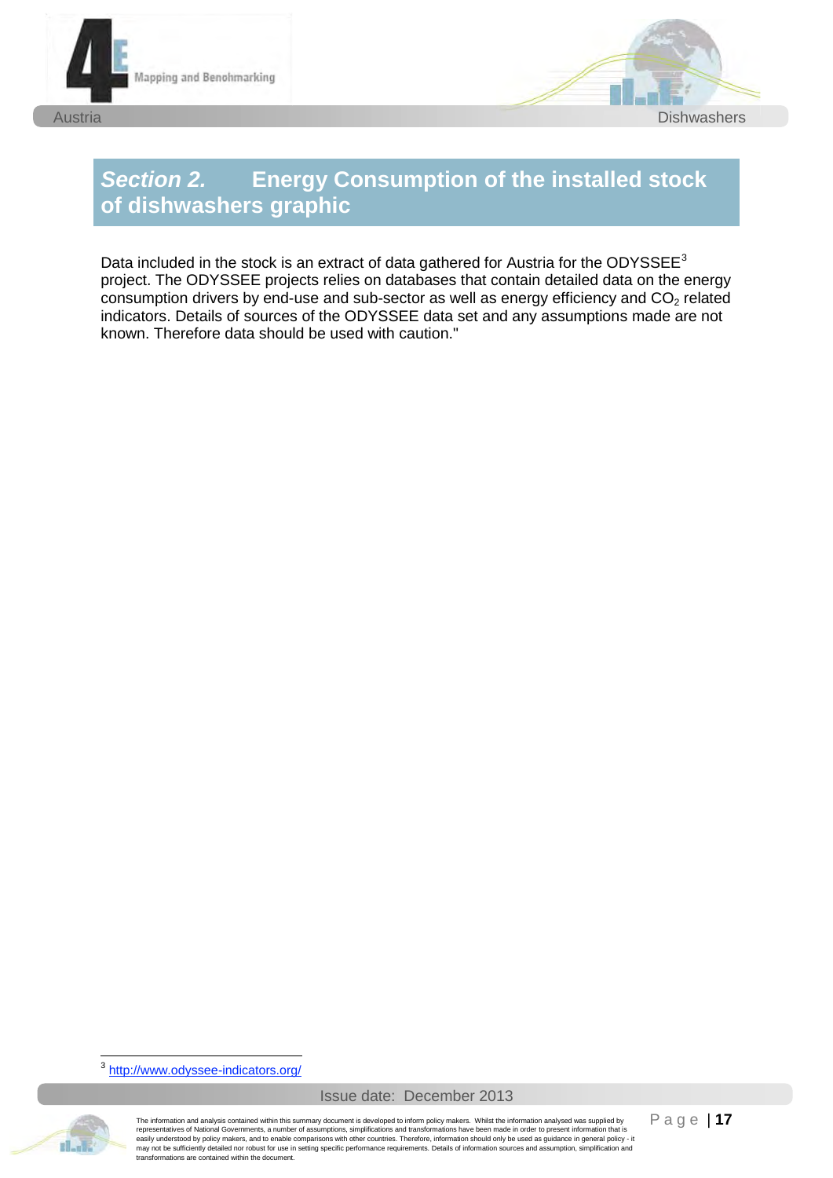## *Section 2.* Energy Consumption of the installed stock of dishwashers graphic

Data included in the stock is an extract of data gathered for Austria for the ODYSSEE[3] project. The ODYSSEE projects relies on databases that contain detailed data on the energy consumption drivers by end-use and sub-sector as well as energy efficiency and $CO_2$ related indicators. Details of sources of the ODYSSEE data set and any assumptions made are not known. Therefore data should be used with caution."

[3] http://www.odyssee-indicators.org/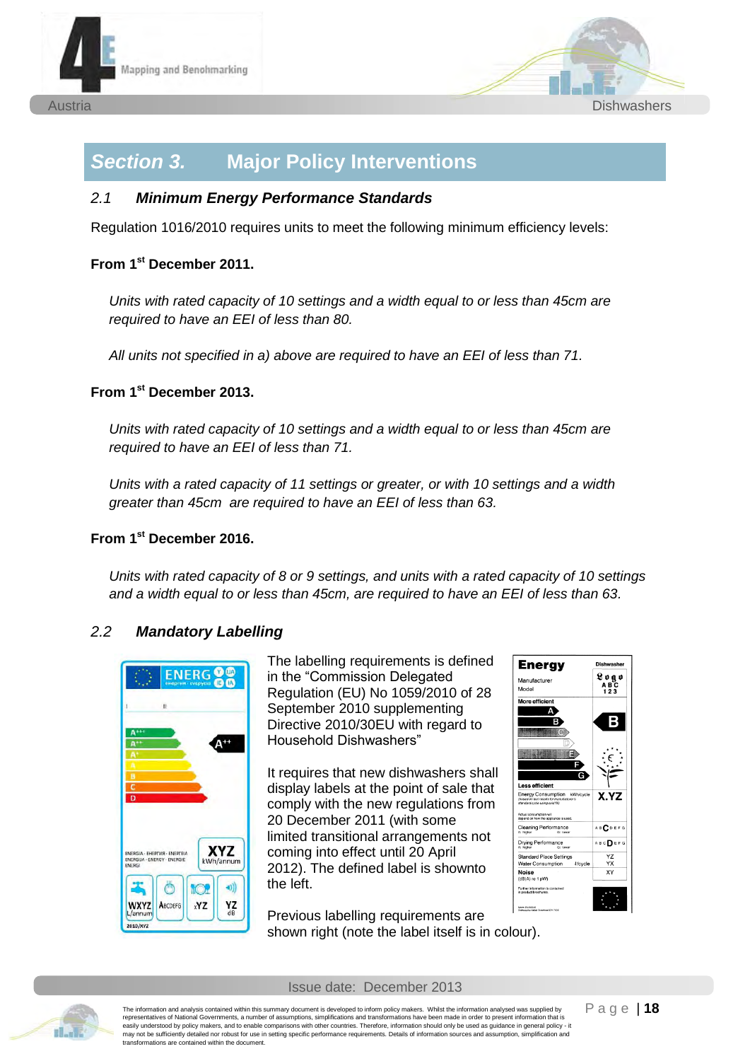# Section 3. Major Policy Interventions

## 2.1 Minimum Energy Performance Standards

Regulation 1016/2010 requires units to meet the following minimum efficiency levels:

**From 1st December 2011.**

*Units with rated capacity of 10 settings and a width equal to or less than 45cm are required to have an EEI of less than 80.*

*All units not specified in a) above are required to have an EEI of less than 71.*

**From 1st December 2013.**

*Units with rated capacity of 10 settings and a width equal to or less than 45cm are required to have an EEI of less than 71.*

*Units with a rated capacity of 11 settings or greater, or with 10 settings and a width greater than 45cm are required to have an EEI of less than 63.*

**From 1st December 2016.**

*Units with rated capacity of 8 or 9 settings, and units with a rated capacity of 10 settings and a width equal to or less than 45cm, are required to have an EEI of less than 63.*

## 2.2 Mandatory Labelling

The labelling requirements is defined in the "Commission Delegated Regulation (EU) No 1059/2010 of 28 September 2010 supplementing Directive 2010/30EU with regard to Household Dishwashers"

It requires that new dishwashers shall display labels at the point of sale that comply with the new regulations from 20 December 2011 (with some limited transitional arrangements not coming into effect until 20 April 2012). The defined label is shownto the left.

Previous labelling requirements are shown right (note the label itself is in colour).

Issue date: December 2013

The information and analysis contained within this summary document is developed to inform policy makers. Whilst the information analysed was supplied by representatives of National Governments, a number of assumptions, simplifications and transformations have been made in order to present information that is easily understood by policy makers, and to enable comparisons with other countries. Therefore, information should only be used as guidance in general policy - it may not be sufficiently detailed nor robust for use in setting specific performance requirements. Details of information sources and assumption, simplification and transformations are contained within the document.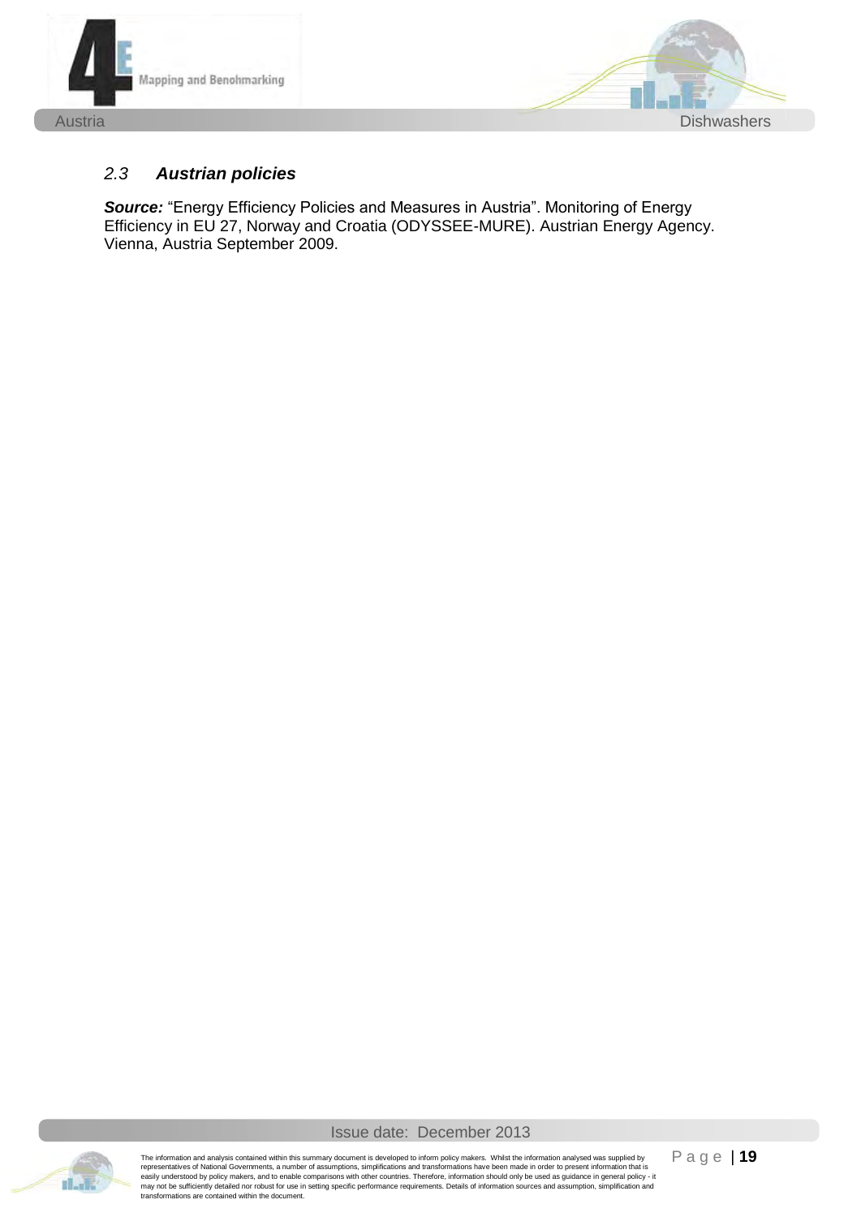## *2.3 Austrian policies*

***Source:*** "Energy Efficiency Policies and Measures in Austria". Monitoring of Energy Efficiency in EU 27, Norway and Croatia (ODYSSEE-MURE). Austrian Energy Agency. Vienna, Austria September 2009.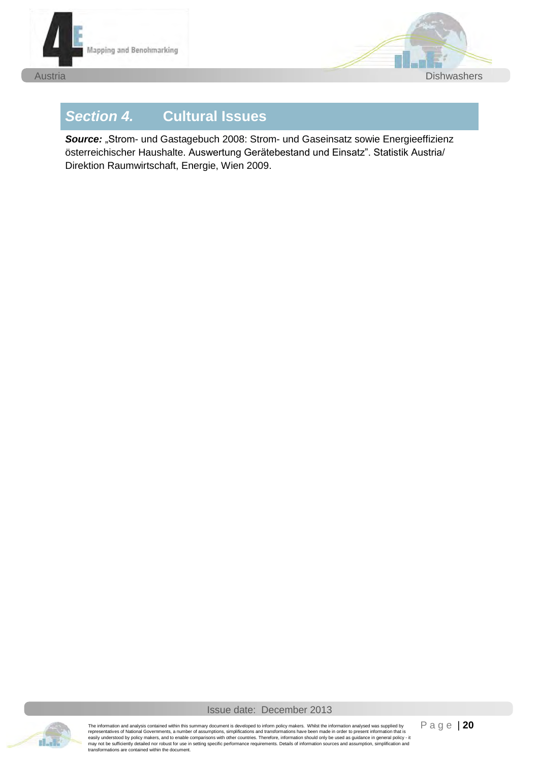## *Section 4.* Cultural Issues

***Source:*** „Strom- und Gastagebuch 2008: Strom- und Gaseinsatz sowie Energieeffizienz österreichischer Haushalte. Auswertung Gerätebestand und Einsatz". Statistik Austria/ Direktion Raumwirtschaft, Energie, Wien 2009.